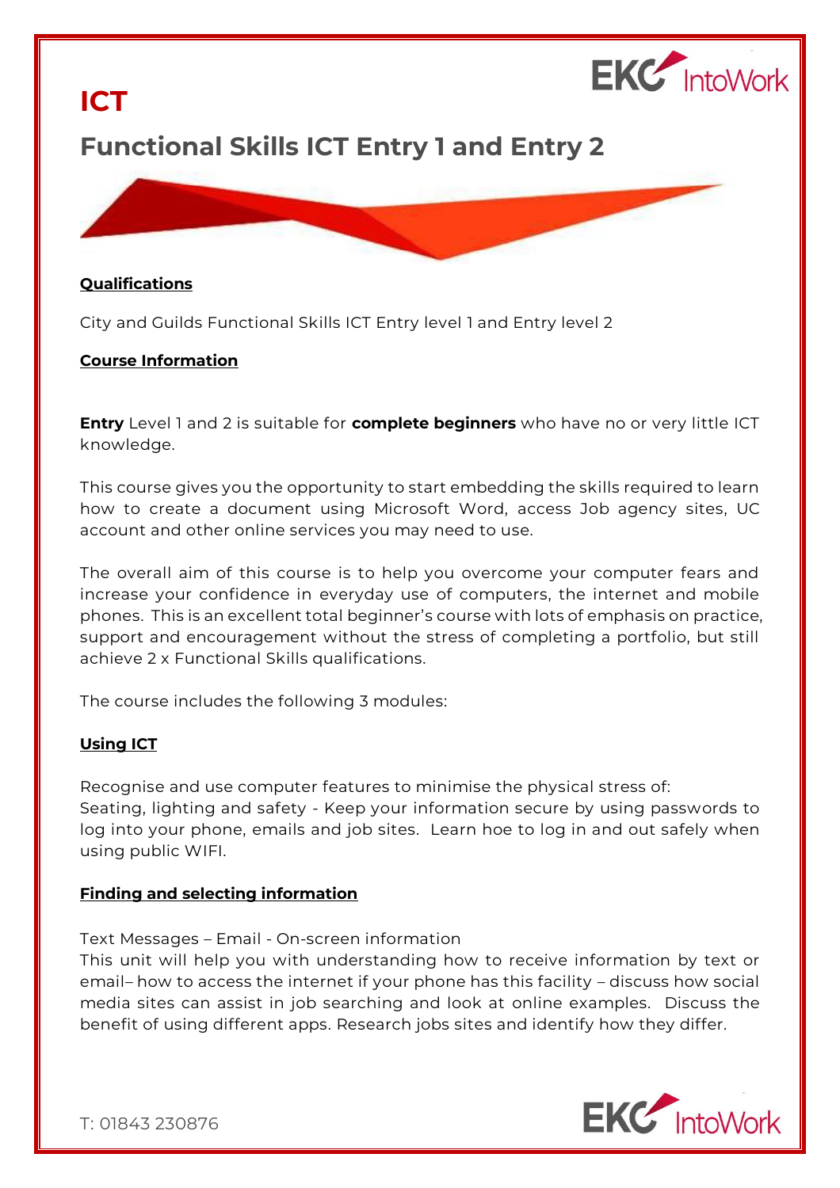# ICT

## Functional Skills ICT Entry 1 and Entry 2

**Qualifications**

City and Guilds Functional Skills ICT Entry level 1 and Entry level 2

**Course Information**

**Entry** Level 1 and 2 is suitable for **complete beginners** who have no or very little ICT knowledge.

This course gives you the opportunity to start embedding the skills required to learn how to create a document using Microsoft Word, access Job agency sites, UC account and other online services you may need to use.

The overall aim of this course is to help you overcome your computer fears and increase your confidence in everyday use of computers, the internet and mobile phones. This is an excellent total beginner's course with lots of emphasis on practice, support and encouragement without the stress of completing a portfolio, but still achieve 2 x Functional Skills qualifications.

The course includes the following 3 modules:

**Using ICT**

Recognise and use computer features to minimise the physical stress of:
Seating, lighting and safety - Keep your information secure by using passwords to log into your phone, emails and job sites. Learn hoe to log in and out safely when using public WIFI.

**Finding and selecting information**

Text Messages – Email - On-screen information
This unit will help you with understanding how to receive information by text or email– how to access the internet if your phone has this facility – discuss how social media sites can assist in job searching and look at online examples. Discuss the benefit of using different apps. Research jobs sites and identify how they differ.

T: 01843 230876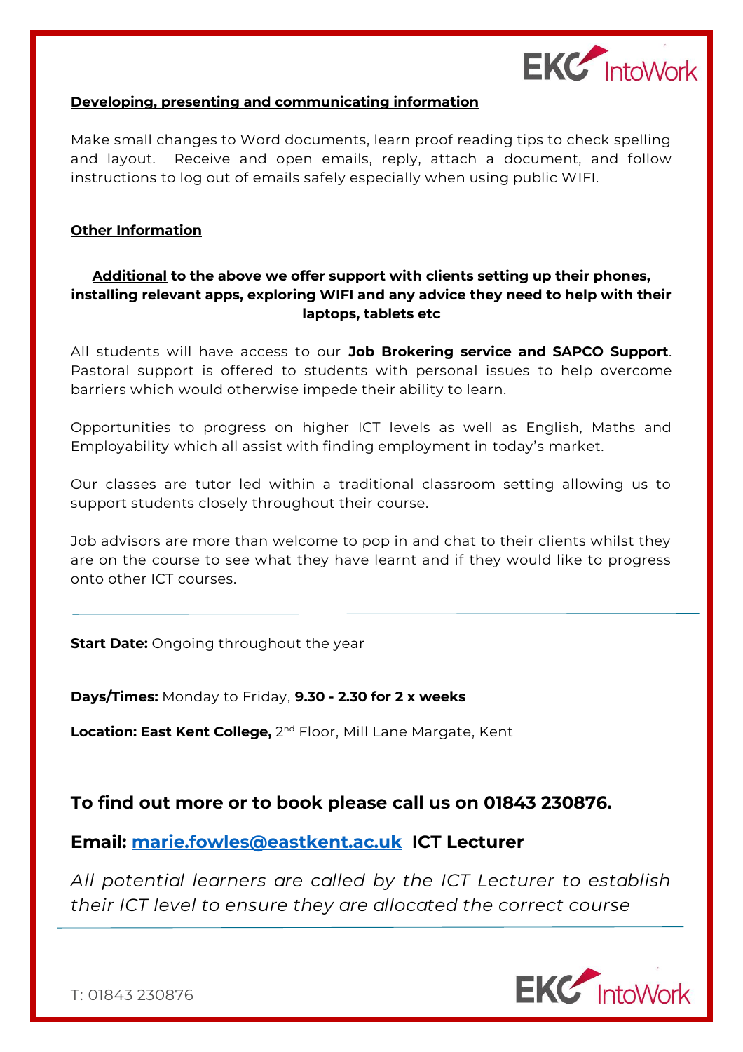**Developing, presenting and communicating information**

Make small changes to Word documents, learn proof reading tips to check spelling and layout. Receive and open emails, reply, attach a document, and follow instructions to log out of emails safely especially when using public WIFI.

**Other Information**

**Additional to the above we offer support with clients setting up their phones, installing relevant apps, exploring WIFI and any advice they need to help with their laptops, tablets etc**

All students will have access to our **Job Brokering service and SAPCO Support**. Pastoral support is offered to students with personal issues to help overcome barriers which would otherwise impede their ability to learn.

Opportunities to progress on higher ICT levels as well as English, Maths and Employability which all assist with finding employment in today's market.

Our classes are tutor led within a traditional classroom setting allowing us to support students closely throughout their course.

Job advisors are more than welcome to pop in and chat to their clients whilst they are on the course to see what they have learnt and if they would like to progress onto other ICT courses.

---

**Start Date:** Ongoing throughout the year

**Days/Times:** Monday to Friday, **9.30 - 2.30 for 2 x weeks**

**Location: East Kent College,** 2nd Floor, Mill Lane Margate, Kent

## To find out more or to book please call us on 01843 230876.

## Email: marie.fowles@eastkent.ac.uk ICT Lecturer

*All potential learners are called by the ICT Lecturer to establish their ICT level to ensure they are allocated the correct course*

---

T: 01843 230876